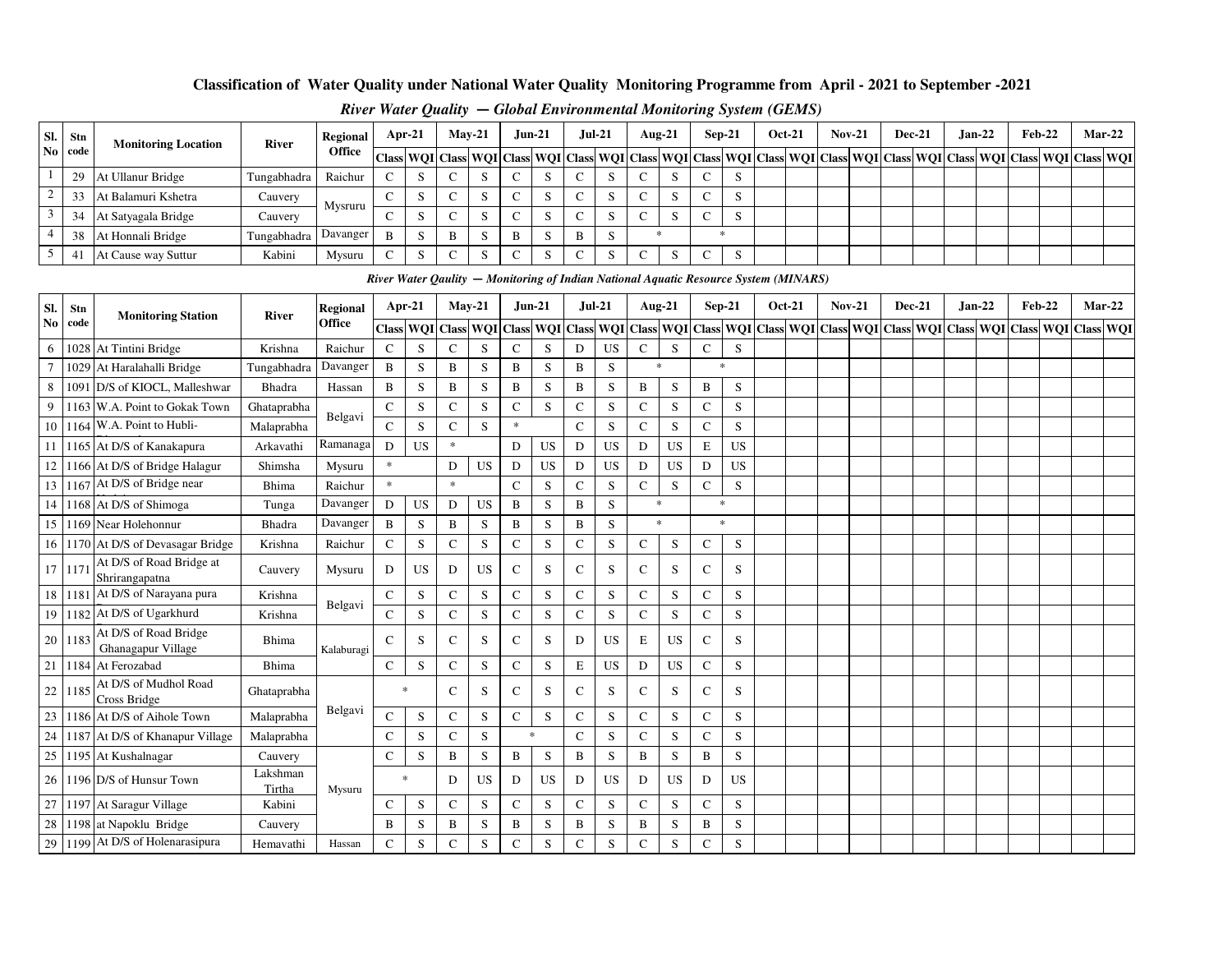# Classification of Water Quality under National Water Quality Monitoring Programme from April - 2021 to September -2021

*River Water Quality — Global Environmental Monitoring System (GEMS)*

| Sl. No | Stn code | Monitoring Location | River | Regional Office | Apr-21 | | May-21 | | Jun-21 | | Jul-21 | | Aug-21 | | Sep-21 | | Oct-21 | | Nov-21 | | Dec-21 | | Jan-22 | | Feb-22 | | Mar-22 | |
|---|---|---|---|---|---|---|---|---|---|---|---|---|---|---|---|---|---|---|---|---|---|---|---|---|---|---|---|---|
| | | | | | Class | WQI | Class | WQI | Class | WQI | Class | WQI | Class | WQI | Class | WQI | Class | WQI | Class | WQI | Class | WQI | Class | WQI | Class | WQI | Class | WQI |
| 1 | 29 | At Ullanur Bridge | Tungabhadra | Raichur | C | S | C | S | C | S | C | S | C | S | C | S | | | | | | | | | | | | |
| 2 | 33 | At Balamuri Kshetra | Cauvery | Mysruru | C | S | C | S | C | S | C | S | C | S | C | S | | | | | | | | | | | | |
| 3 | 34 | At Satyagala Bridge | Cauvery | | C | S | C | S | C | S | C | S | C | S | C | S | | | | | | | | | | | | |
| 4 | 38 | At Honnali Bridge | Tungabhadra | Davanger | B | S | B | S | B | S | B | S | * | | * | | | | | | | | | | | | | |
| 5 | 41 | At Cause way Suttur | Kabini | Mysuru | C | S | C | S | C | S | C | S | C | S | C | S | | | | | | | | | | | | |

*River Water Qaulity — Monitoring of Indian National Aquatic Resource System (MINARS)*

| Sl. No | Stn code | Monitoring Station | River | Regional Office | Apr-21 | | May-21 | | Jun-21 | | Jul-21 | | Aug-21 | | Sep-21 | | Oct-21 | | Nov-21 | | Dec-21 | | Jan-22 | | Feb-22 | | Mar-22 | |
|---|---|---|---|---|---|---|---|---|---|---|---|---|---|---|---|---|---|---|---|---|---|---|---|---|---|---|---|---|
| | | | | | Class | WQI | Class | WQI | Class | WQI | Class | WQI | Class | WQI | Class | WQI | Class | WQI | Class | WQI | Class | WQI | Class | WQI | Class | WQI | Class | WQI |
| 6 | 1028 | At Tintini Bridge | Krishna | Raichur | C | S | C | S | C | S | D | US | C | S | C | S | | | | | | | | | | | | |
| 7 | 1029 | At Haralahalli Bridge | Tungabhadra | Davanger | B | S | B | S | B | S | B | S | * | | * | | | | | | | | | | | | | |
| 8 | 1091 | D/S of KIOCL, Malleshwar | Bhadra | Hassan | B | S | B | S | B | S | B | S | B | S | B | S | | | | | | | | | | | | |
| 9 | 1163 | W.A. Point to Gokak Town | Ghataprabha | Belgavi | C | S | C | S | C | S | C | S | C | S | C | S | | | | | | | | | | | | |
| 10 | 1164 | W.A. Point to Hubli- | Malaprabha | | C | S | C | S | * | | C | S | C | S | C | S | | | | | | | | | | | | |
| 11 | 1165 | At D/S of Kanakapura | Arkavathi | Ramanaga | D | US | * | | D | US | D | US | D | US | E | US | | | | | | | | | | | | |
| 12 | 1166 | At D/S of Bridge Halagur | Shimsha | Mysuru | * | | D | US | D | US | D | US | D | US | D | US | | | | | | | | | | | | |
| 13 | 1167 | At D/S of Bridge near | Bhima | Raichur | * | | * | | C | S | C | S | C | S | C | S | | | | | | | | | | | | |
| 14 | 1168 | At D/S of Shimoga | Tunga | Davanger | D | US | D | US | B | S | B | S | * | | * | | | | | | | | | | | | | |
| 15 | 1169 | Near Holehonnur | Bhadra | Davanger | B | S | B | S | B | S | B | S | * | | * | | | | | | | | | | | | | |
| 16 | 1170 | At D/S of Devasagar Bridge | Krishna | Raichur | C | S | C | S | C | S | C | S | C | S | C | S | | | | | | | | | | | | |
| 17 | 1171 | At D/S of Road Bridge at Shrirangapatna | Cauvery | Mysuru | D | US | D | US | C | S | C | S | C | S | C | S | | | | | | | | | | | | |
| 18 | 1181 | At D/S of Narayana pura | Krishna | Belgavi | C | S | C | S | C | S | C | S | C | S | C | S | | | | | | | | | | | | |
| 19 | 1182 | At D/S of Ugarkhurd | Krishna | | C | S | C | S | C | S | C | S | C | S | C | S | | | | | | | | | | | | |
| 20 | 1183 | At D/S of Road Bridge Ghanagapur Village | Bhima | Kalaburagi | C | S | C | S | C | S | D | US | E | US | C | S | | | | | | | | | | | | |
| 21 | 1184 | At Ferozabad | Bhima | | C | S | C | S | C | S | E | US | D | US | C | S | | | | | | | | | | | | |
| 22 | 1185 | At D/S of Mudhol Road Cross Bridge | Ghataprabha | Belgavi | * | | C | S | C | S | C | S | C | S | C | S | | | | | | | | | | | | |
| 23 | 1186 | At D/S of Aihole Town | Malaprabha | | C | S | C | S | C | S | C | S | C | S | C | S | | | | | | | | | | | | |
| 24 | 1187 | At D/S of Khanapur Village | Malaprabha | | C | S | C | S | * | | C | S | C | S | C | S | | | | | | | | | | | | |
| 25 | 1195 | At Kushalnagar | Cauvery | Mysuru | C | S | B | S | B | S | B | S | B | S | B | S | | | | | | | | | | | | |
| 26 | 1196 | D/S of Hunsur Town | Lakshman Tirtha | | * | | D | US | D | US | D | US | D | US | D | US | | | | | | | | | | | | |
| 27 | 1197 | At Saragur Village | Kabini | | C | S | C | S | C | S | C | S | C | S | C | S | | | | | | | | | | | | |
| 28 | 1198 | at Napoklu Bridge | Cauvery | | B | S | B | S | B | S | B | S | B | S | B | S | | | | | | | | | | | | |
| 29 | 1199 | At D/S of Holenarasipura | Hemavathi | Hassan | C | S | C | S | C | S | C | S | C | S | C | S | | | | | | | | | | | | |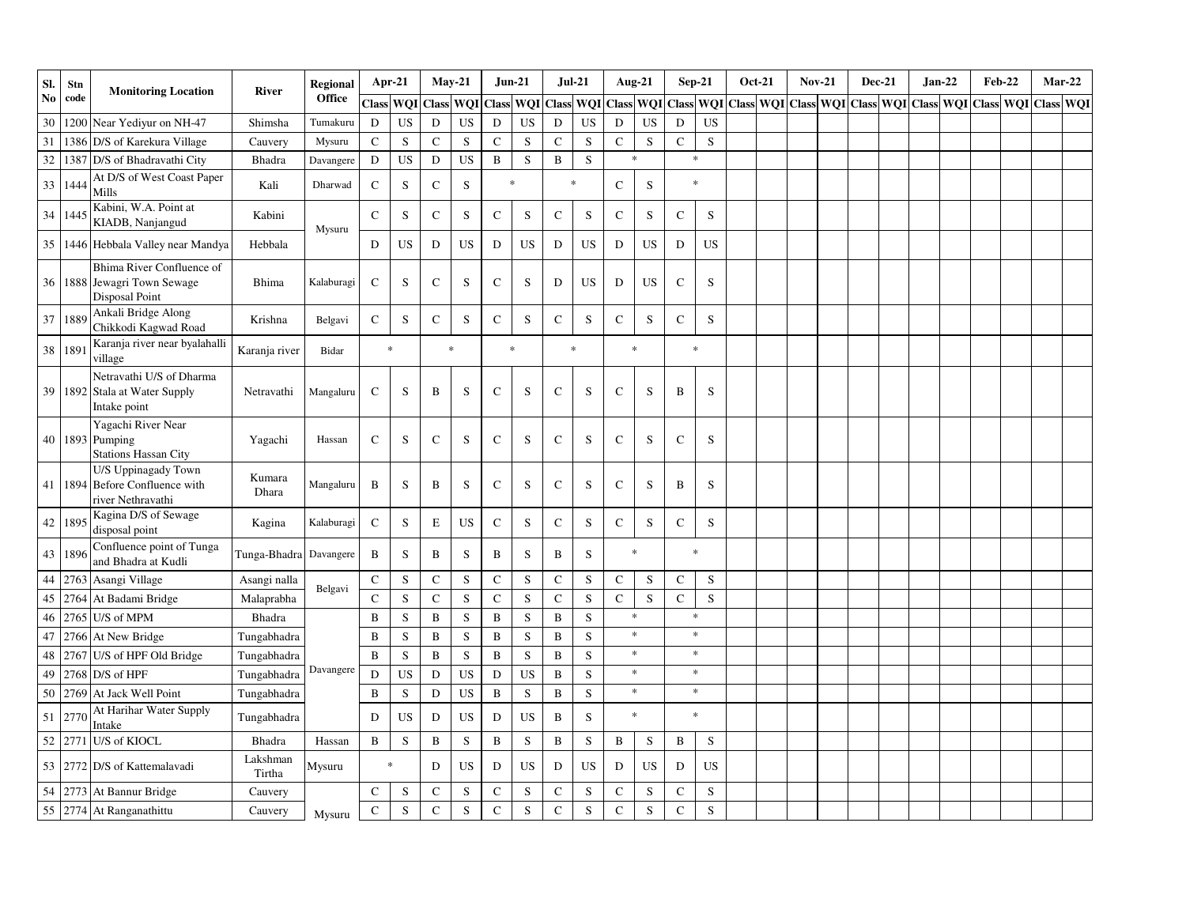| Sl. No | Stn code | Monitoring Location | River | Regional Office | Apr-21 | | May-21 | | Jun-21 | | Jul-21 | | Aug-21 | | Sep-21 | | Oct-21 | | Nov-21 | | Dec-21 | | Jan-22 | | Feb-22 | | Mar-22 | |
|---|---|---|---|---|---|---|---|---|---|---|---|---|---|---|---|---|---|---|---|---|---|---|---|---|---|---|---|---|
| | | | | | Class | WQI | Class | WQI | Class | WQI | Class | WQI | Class | WQI | Class | WQI | Class | WQI | Class | WQI | Class | WQI | Class | WQI | Class | WQI | Class | WQI |
| 30 | 1200 | Near Yediyur on NH-47 | Shimsha | Tumakuru | D | US | D | US | D | US | D | US | D | US | D | US | | | | | | | | | | | | |
| 31 | 1386 | D/S of Karekura Village | Cauvery | Mysuru | C | S | C | S | C | S | C | S | C | S | C | S | | | | | | | | | | | | |
| 32 | 1387 | D/S of Bhadravathi City | Bhadra | Davangere | D | US | D | US | B | S | B | S | * | | * | | | | | | | | | | | | | |
| 33 | 1444 | At D/S of West Coast Paper Mills | Kali | Dharwad | C | S | C | S | * | | * | | C | S | * | | | | | | | | | | | | | |
| 34 | 1445 | Kabini, W.A. Point at KIADB, Nanjangud | Kabini | Mysuru | C | S | C | S | C | S | C | S | C | S | C | S | | | | | | | | | | | | |
| 35 | 1446 | Hebbala Valley near Mandya | Hebbala | | D | US | D | US | D | US | D | US | D | US | D | US | | | | | | | | | | | | |
| 36 | 1888 | Bhima River Confluence of Jewagri Town Sewage Disposal Point | Bhima | Kalaburagi | C | S | C | S | C | S | D | US | D | US | C | S | | | | | | | | | | | | |
| 37 | 1889 | Ankali Bridge Along Chikkodi Kagwad Road | Krishna | Belgavi | C | S | C | S | C | S | C | S | C | S | C | S | | | | | | | | | | | | |
| 38 | 1891 | Karanja river near byalahalli village | Karanja river | Bidar | * | | * | | * | | * | | * | | * | | | | | | | | | | | | | |
| 39 | 1892 | Netravathi U/S of Dharma Stala at Water Supply Intake point | Netravathi | Mangaluru | C | S | B | S | C | S | C | S | C | S | B | S | | | | | | | | | | | | |
| 40 | 1893 | Yagachi River Near Pumping Stations Hassan City | Yagachi | Hassan | C | S | C | S | C | S | C | S | C | S | C | S | | | | | | | | | | | | |
| 41 | 1894 | U/S Uppinagady Town Before Confluence with river Nethravathi | Kumara Dhara | Mangaluru | B | S | B | S | C | S | C | S | C | S | B | S | | | | | | | | | | | | |
| 42 | 1895 | Kagina D/S of Sewage disposal point | Kagina | Kalaburagi | C | S | E | US | C | S | C | S | C | S | C | S | | | | | | | | | | | | |
| 43 | 1896 | Confluence point of Tunga and Bhadra at Kudli | Tunga-Bhadra | Davangere | B | S | B | S | B | S | B | S | * | | * | | | | | | | | | | | | | |
| 44 | 2763 | Asangi Village | Asangi nalla | Belgavi | C | S | C | S | C | S | C | S | C | S | C | S | | | | | | | | | | | | |
| 45 | 2764 | At Badami Bridge | Malaprabha | | C | S | C | S | C | S | C | S | C | S | C | S | | | | | | | | | | | | |
| 46 | 2765 | U/S of MPM | Bhadra | Davangere | B | S | B | S | B | S | B | S | * | | * | | | | | | | | | | | | | |
| 47 | 2766 | At New Bridge | Tungabhadra | | B | S | B | S | B | S | B | S | * | | * | | | | | | | | | | | | | |
| 48 | 2767 | U/S of HPF Old Bridge | Tungabhadra | | B | S | B | S | B | S | B | S | * | | * | | | | | | | | | | | | | |
| 49 | 2768 | D/S of HPF | Tungabhadra | | D | US | D | US | D | US | B | S | * | | * | | | | | | | | | | | | | |
| 50 | 2769 | At Jack Well Point | Tungabhadra | | B | S | D | US | B | S | B | S | * | | * | | | | | | | | | | | | | |
| 51 | 2770 | At Harihar Water Supply Intake | Tungabhadra | | D | US | D | US | D | US | B | S | * | | * | | | | | | | | | | | | | |
| 52 | 2771 | U/S of KIOCL | Bhadra | Hassan | B | S | B | S | B | S | B | S | B | S | B | S | | | | | | | | | | | | |
| 53 | 2772 | D/S of Kattemalavadi | Lakshman Tirtha | Mysuru | * | | D | US | D | US | D | US | D | US | D | US | | | | | | | | | | | | |
| 54 | 2773 | At Bannur Bridge | Cauvery | Mysuru | C | S | C | S | C | S | C | S | C | S | C | S | | | | | | | | | | | | |
| 55 | 2774 | At Ranganathittu | Cauvery | | C | S | C | S | C | S | C | S | C | S | C | S | | | | | | | | | | | | |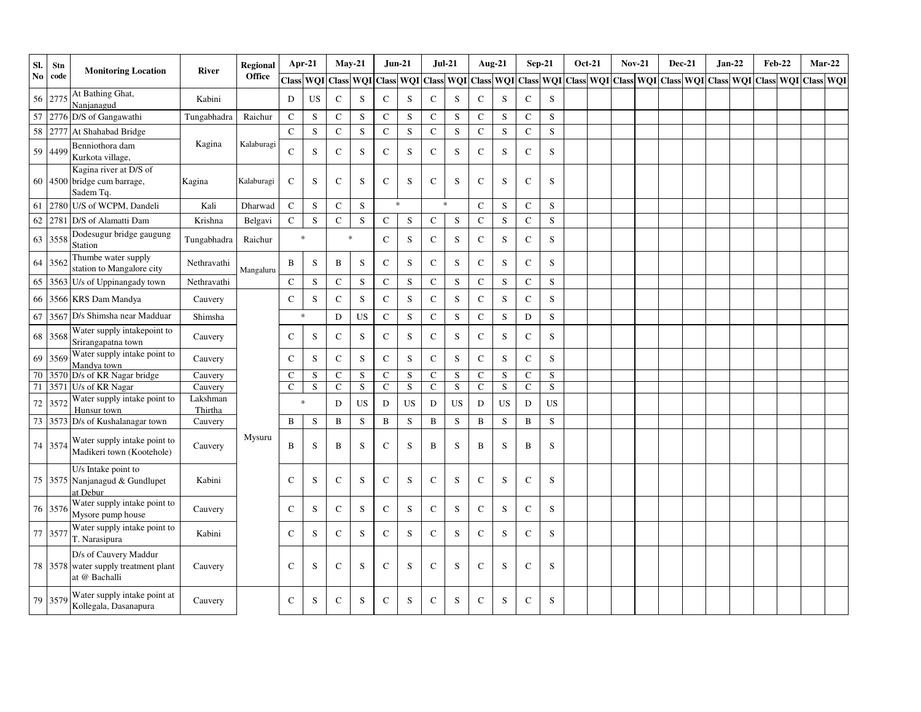| Sl. No | Stn code | Monitoring Location | River | Regional Office | Apr-21 | | May-21 | | Jun-21 | | Jul-21 | | Aug-21 | | Sep-21 | | Oct-21 | | Nov-21 | | Dec-21 | | Jan-22 | | Feb-22 | | Mar-22 | |
|---|---|---|---|---|---|---|---|---|---|---|---|---|---|---|---|---|---|---|---|---|---|---|---|---|---|---|---|---|
| | | | | | Class | WQI | Class | WQI | Class | WQI | Class | WQI | Class | WQI | Class | WQI | Class | WQI | Class | WQI | Class | WQI | Class | WQI | Class | WQI | Class | WQI |
| 56 | 2775 | At Bathing Ghat, Nanjanagud | Kabini | | D | US | C | S | C | S | C | S | C | S | C | S | | | | | | | | | | | | |
| 57 | 2776 | D/S of Gangawathi | Tungabhadra | Raichur | C | S | C | S | C | S | C | S | C | S | C | S | | | | | | | | | | | | |
| 58 | 2777 | At Shahabad Bridge | Kagina | Kalaburagi | C | S | C | S | C | S | C | S | C | S | C | S | | | | | | | | | | | | |
| 59 | 4499 | Benniothora dam Kurkota village, | | | C | S | C | S | C | S | C | S | C | S | C | S | | | | | | | | | | | | |
| 60 | 4500 | Kagina river at D/S of bridge cum barrage, Sadem Tq. | Kagina | Kalaburagi | C | S | C | S | C | S | C | S | C | S | C | S | | | | | | | | | | | | |
| 61 | 2780 | U/S of WCPM, Dandeli | Kali | Dharwad | C | S | C | S | * | | * | | C | S | C | S | | | | | | | | | | | | |
| 62 | 2781 | D/S of Alamatti Dam | Krishna | Belgavi | C | S | C | S | C | S | C | S | C | S | C | S | | | | | | | | | | | | |
| 63 | 3558 | Dodesugur bridge gaugung Station | Tungabhadra | Raichur | * | | * | | C | S | C | S | C | S | C | S | | | | | | | | | | | | |
| 64 | 3562 | Thumbe water supply station to Mangalore city | Nethravathi | Mangaluru | B | S | B | S | C | S | C | S | C | S | C | S | | | | | | | | | | | | |
| 65 | 3563 | U/s of Uppinangady town | Nethravathi | | C | S | C | S | C | S | C | S | C | S | C | S | | | | | | | | | | | | |
| 66 | 3566 | KRS Dam Mandya | Cauvery | Mysuru | C | S | C | S | C | S | C | S | C | S | C | S | | | | | | | | | | | | |
| 67 | 3567 | D/s Shimsha near Madduar | Shimsha | | * | | D | US | C | S | C | S | C | S | D | S | | | | | | | | | | | | |
| 68 | 3568 | Water supply intakepoint to Srirangapatna town | Cauvery | | C | S | C | S | C | S | C | S | C | S | C | S | | | | | | | | | | | | |
| 69 | 3569 | Water supply intake point to Mandya town | Cauvery | | C | S | C | S | C | S | C | S | C | S | C | S | | | | | | | | | | | | |
| 70 | 3570 | D/s of KR Nagar bridge | Cauvery | | C | S | C | S | C | S | C | S | C | S | C | S | | | | | | | | | | | | |
| 71 | 3571 | U/s of KR Nagar | Cauvery | | C | S | C | S | C | S | C | S | C | S | C | S | | | | | | | | | | | | |
| 72 | 3572 | Water supply intake point to Hunsur town | Lakshman Thirtha | | * | | D | US | D | US | D | US | D | US | D | US | | | | | | | | | | | | |
| 73 | 3573 | D/s of Kushalanagar town | Cauvery | | B | S | B | S | B | S | B | S | B | S | B | S | | | | | | | | | | | | |
| 74 | 3574 | Water supply intake point to Madikeri town (Kootehole) | Cauvery | | B | S | B | S | C | S | B | S | B | S | B | S | | | | | | | | | | | | |
| 75 | 3575 | U/s Intake point to Nanjanagud & Gundlupet at Debur | Kabini | | C | S | C | S | C | S | C | S | C | S | C | S | | | | | | | | | | | | |
| 76 | 3576 | Water supply intake point to Mysore pump house | Cauvery | | C | S | C | S | C | S | C | S | C | S | C | S | | | | | | | | | | | | |
| 77 | 3577 | Water supply intake point to T. Narasipura | Kabini | | C | S | C | S | C | S | C | S | C | S | C | S | | | | | | | | | | | | |
| 78 | 3578 | D/s of Cauvery Maddur water supply treatment plant at @ Bachalli | Cauvery | | C | S | C | S | C | S | C | S | C | S | C | S | | | | | | | | | | | | |
| 79 | 3579 | Water supply intake point at Kollegala, Dasanapura | Cauvery | | C | S | C | S | C | S | C | S | C | S | C | S | | | | | | | | | | | | |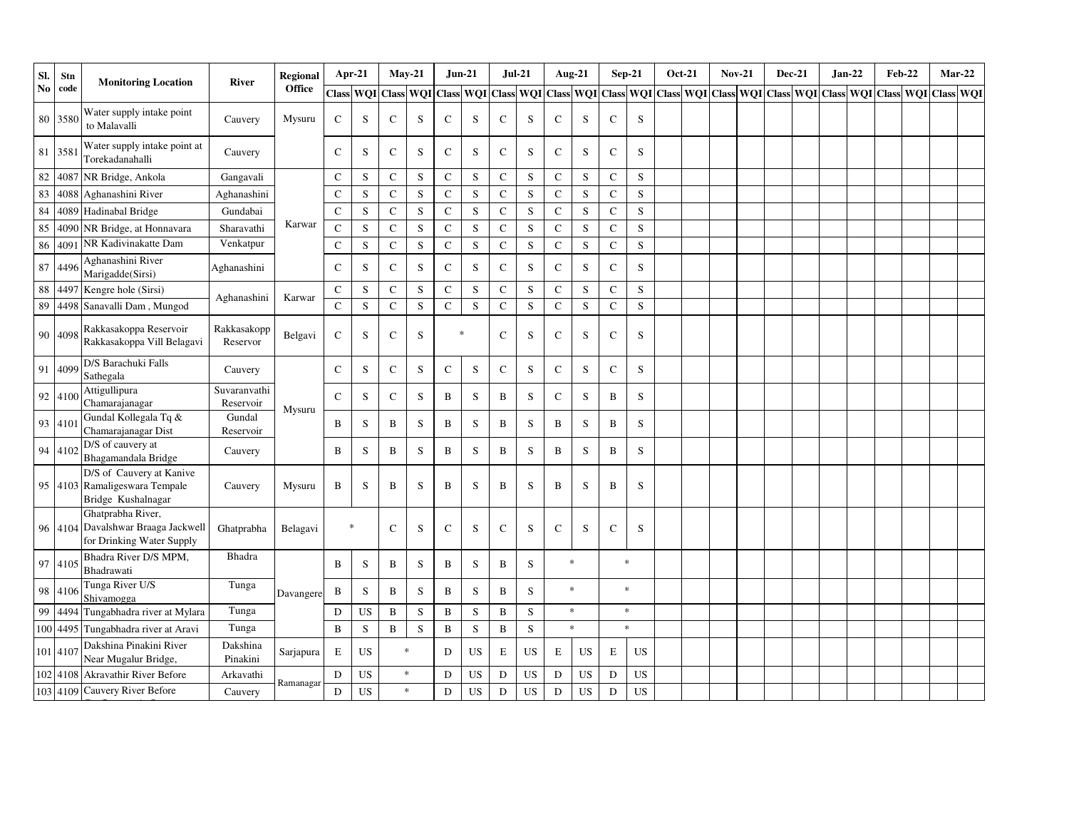| Sl. No | Stn code | Monitoring Location | River | Regional Office | Apr-21 | | May-21 | | Jun-21 | | Jul-21 | | Aug-21 | | Sep-21 | | Oct-21 | | Nov-21 | | Dec-21 | | Jan-22 | | Feb-22 | | Mar-22 | |
|---|---|---|---|---|---|---|---|---|---|---|---|---|---|---|---|---|---|---|---|---|---|---|---|---|---|---|---|---|
| | | | | | Class | WQI | Class | WQI | Class | WQI | Class | WQI | Class | WQI | Class | WQI | Class | WQI | Class | WQI | Class | WQI | Class | WQI | Class | WQI | Class | WQI |
| 80 | 3580 | Water supply intake point to Malavalli | Cauvery | Mysuru | C | S | C | S | C | S | C | S | C | S | C | S | | | | | | | | | | | | |
| 81 | 3581 | Water supply intake point at Torekadanahalli | Cauvery | | C | S | C | S | C | S | C | S | C | S | C | S | | | | | | | | | | | | |
| 82 | 4087 | NR Bridge, Ankola | Gangavali | Karwar | C | S | C | S | C | S | C | S | C | S | C | S | | | | | | | | | | | | |
| 83 | 4088 | Aghanashini River | Aghanashini | | C | S | C | S | C | S | C | S | C | S | C | S | | | | | | | | | | | | |
| 84 | 4089 | Hadinabal Bridge | Gundabai | | C | S | C | S | C | S | C | S | C | S | C | S | | | | | | | | | | | | |
| 85 | 4090 | NR Bridge, at Honnavara | Sharavathi | | C | S | C | S | C | S | C | S | C | S | C | S | | | | | | | | | | | | |
| 86 | 4091 | NR Kadivinakatte Dam | Venkatpur | | C | S | C | S | C | S | C | S | C | S | C | S | | | | | | | | | | | | |
| 87 | 4496 | Aghanashini River Marigadde(Sirsi) | Aghanashini | | C | S | C | S | C | S | C | S | C | S | C | S | | | | | | | | | | | | |
| 88 | 4497 | Kengre hole (Sirsi) | Aghanashini | Karwar | C | S | C | S | C | S | C | S | C | S | C | S | | | | | | | | | | | | |
| 89 | 4498 | Sanavalli Dam , Mungod | | | C | S | C | S | C | S | C | S | C | S | C | S | | | | | | | | | | | | |
| 90 | 4098 | Rakkasakoppa Reservoir Rakkasakoppa Vill Belagavi | Rakkasakopp Reservor | Belgavi | C | S | C | S | * | | C | S | C | S | C | S | | | | | | | | | | | | |
| 91 | 4099 | D/S Barachuki Falls Sathegala | Cauvery | Mysuru | C | S | C | S | C | S | C | S | C | S | C | S | | | | | | | | | | | | |
| 92 | 4100 | Attigullipura Chamarajanagar | Suvaranvathi Reservoir | | C | S | C | S | B | S | B | S | C | S | B | S | | | | | | | | | | | | |
| 93 | 4101 | Gundal Kollegala Tq & Chamarajanagar Dist | Gundal Reservoir | | B | S | B | S | B | S | B | S | B | S | B | S | | | | | | | | | | | | |
| 94 | 4102 | D/S of cauvery at Bhagamandala Bridge | Cauvery | | B | S | B | S | B | S | B | S | B | S | B | S | | | | | | | | | | | | |
| 95 | 4103 | D/S of Cauvery at Kanive Ramaligeswara Tempale Bridge Kushalnagar | Cauvery | Mysuru | B | S | B | S | B | S | B | S | B | S | B | S | | | | | | | | | | | | |
| 96 | 4104 | Ghatprabha River, Davalshwar Braaga Jackwell for Drinking Water Supply | Ghatprabha | Belagavi | * | | C | S | C | S | C | S | C | S | C | S | | | | | | | | | | | | |
| 97 | 4105 | Bhadra River D/S MPM, Bhadrawati | Bhadra | Davangere | B | S | B | S | B | S | B | S | * | | * | | | | | | | | | | | | | |
| 98 | 4106 | Tunga River U/S Shivamogga | Tunga | | B | S | B | S | B | S | B | S | * | | * | | | | | | | | | | | | | |
| 99 | 4494 | Tungabhadra river at Mylara | Tunga | | D | US | B | S | B | S | B | S | * | | * | | | | | | | | | | | | | |
| 100 | 4495 | Tungabhadra river at Aravi | Tunga | | B | S | B | S | B | S | B | S | * | | * | | | | | | | | | | | | | |
| 101 | 4107 | Dakshina Pinakini River Near Mugalur Bridge, | Dakshina Pinakini | Sarjapura | E | US | * | | D | US | E | US | E | US | E | US | | | | | | | | | | | | |
| 102 | 4108 | Akravathir River Before | Arkavathi | Ramanagar | D | US | * | | D | US | D | US | D | US | D | US | | | | | | | | | | | | |
| 103 | 4109 | Cauvery River Before | Cauvery | | D | US | * | | D | US | D | US | D | US | D | US | | | | | | | | | | | | |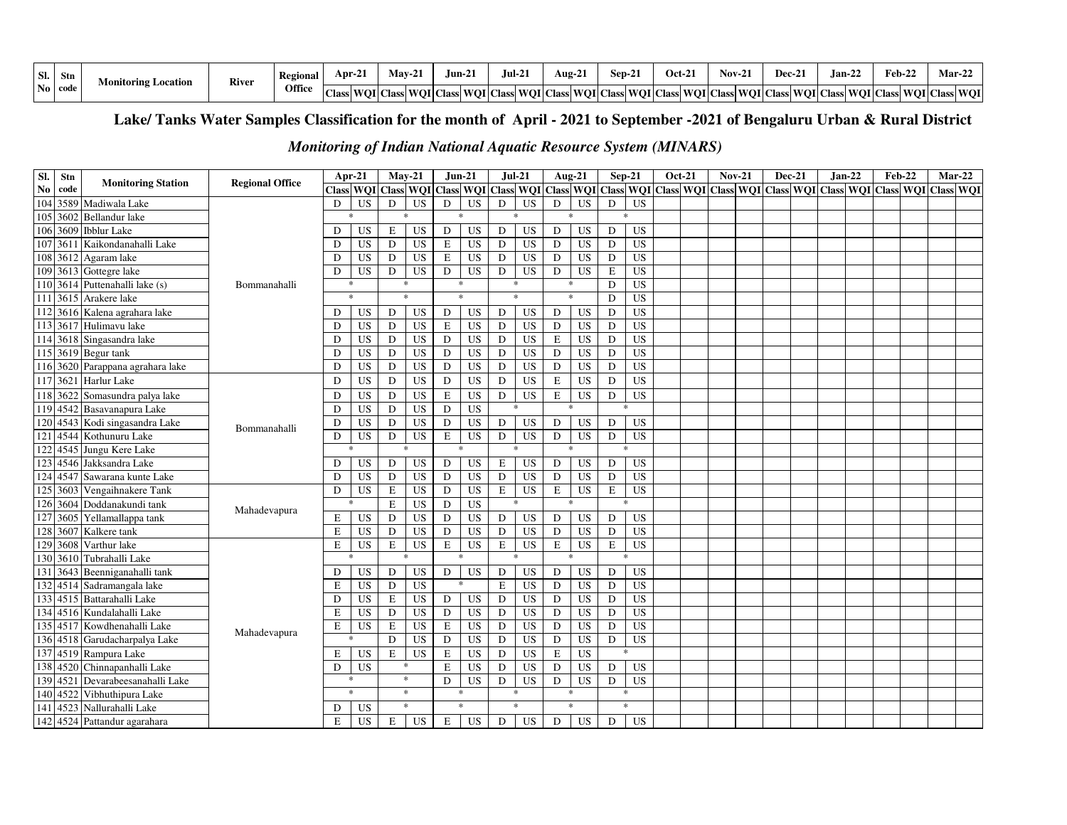**Lake/ Tanks Water Samples Classification for the month of April - 2021 to September -2021 of Bengaluru Urban & Rural District**

***Monitoring of Indian National Aquatic Resource System (MINARS)***

| Sl. No | Stn code | Monitoring Station | Regional Office | Apr-21 | | May-21 | | Jun-21 | | Jul-21 | | Aug-21 | | Sep-21 | | Oct-21 | | Nov-21 | | Dec-21 | | Jan-22 | | Feb-22 | | Mar-22 | |
|---|---|---|---|---|---|---|---|---|---|---|---|---|---|---|---|---|---|---|---|---|---|---|---|---|---|---|---|
| | | | | Class | WQI | Class | WQI | Class | WQI | Class | WQI | Class | WQI | Class | WQI | Class | WQI | Class | WQI | Class | WQI | Class | WQI | Class | WQI | Class | WQI |
| 104 | 3589 | Madiwala Lake | Bommanahalli | D | US | D | US | D | US | D | US | D | US | D | US | | | | | | | | | | | | |
| 105 | 3602 | Bellandur lake | Bommanahalli | * | | * | | * | | * | | * | | * | | | | | | | | | | | | | |
| 106 | 3609 | Ibblur Lake | Bommanahalli | D | US | E | US | D | US | D | US | D | US | D | US | | | | | | | | | | | | |
| 107 | 3611 | Kaikondanahalli Lake | Bommanahalli | D | US | D | US | E | US | D | US | D | US | D | US | | | | | | | | | | | | |
| 108 | 3612 | Agaram lake | Bommanahalli | D | US | D | US | E | US | D | US | D | US | D | US | | | | | | | | | | | | |
| 109 | 3613 | Gottegre lake | Bommanahalli | D | US | D | US | D | US | D | US | D | US | E | US | | | | | | | | | | | | |
| 110 | 3614 | Puttenahalli lake (s) | Bommanahalli | * | | * | | * | | * | | * | | D | US | | | | | | | | | | | | |
| 111 | 3615 | Arakere lake | Bommanahalli | * | | * | | * | | * | | * | | D | US | | | | | | | | | | | | |
| 112 | 3616 | Kalena agrahara lake | Bommanahalli | D | US | D | US | D | US | D | US | D | US | D | US | | | | | | | | | | | | |
| 113 | 3617 | Hulimavu lake | Bommanahalli | D | US | D | US | E | US | D | US | D | US | D | US | | | | | | | | | | | | |
| 114 | 3618 | Singasandra lake | Bommanahalli | D | US | D | US | D | US | D | US | E | US | D | US | | | | | | | | | | | | |
| 115 | 3619 | Begur tank | Bommanahalli | D | US | D | US | D | US | D | US | D | US | D | US | | | | | | | | | | | | |
| 116 | 3620 | Parappana agrahara lake | Bommanahalli | D | US | D | US | D | US | D | US | D | US | D | US | | | | | | | | | | | | |
| 117 | 3621 | Harlur Lake | Bommanahalli | D | US | D | US | D | US | D | US | E | US | D | US | | | | | | | | | | | | |
| 118 | 3622 | Somasundra palya lake | Bommanahalli | D | US | D | US | E | US | D | US | E | US | D | US | | | | | | | | | | | | |
| 119 | 4542 | Basavanapura Lake | Bommanahalli | D | US | D | US | D | US | * | | * | | * | | | | | | | | | | | | | |
| 120 | 4543 | Kodi singasandra Lake | Bommanahalli | D | US | D | US | D | US | D | US | D | US | D | US | | | | | | | | | | | | |
| 121 | 4544 | Kothunuru Lake | Bommanahalli | D | US | D | US | E | US | D | US | D | US | D | US | | | | | | | | | | | | |
| 122 | 4545 | Jungu Kere Lake | Bommanahalli | * | | * | | * | | * | | * | | * | | | | | | | | | | | | | |
| 123 | 4546 | Jakksandra Lake | Bommanahalli | D | US | D | US | D | US | E | US | D | US | D | US | | | | | | | | | | | | |
| 124 | 4547 | Sawarana kunte Lake | Bommanahalli | D | US | D | US | D | US | D | US | D | US | D | US | | | | | | | | | | | | |
| 125 | 3603 | Vengaihnakere Tank | Mahadevapura | D | US | E | US | D | US | E | US | E | US | E | US | | | | | | | | | | | | |
| 126 | 3604 | Doddanakundi tank | Mahadevapura | * | | E | US | D | US | * | | * | | * | | | | | | | | | | | | | |
| 127 | 3605 | Yellamallappa tank | Mahadevapura | E | US | D | US | D | US | D | US | D | US | D | US | | | | | | | | | | | | |
| 128 | 3607 | Kalkere tank | Mahadevapura | E | US | D | US | D | US | D | US | D | US | D | US | | | | | | | | | | | | |
| 129 | 3608 | Varthur lake | Mahadevapura | E | US | E | US | E | US | E | US | E | US | E | US | | | | | | | | | | | | |
| 130 | 3610 | Tubrahalli Lake | Mahadevapura | * | | * | | * | | * | | * | | * | | | | | | | | | | | | | |
| 131 | 3643 | Beenniganahalli tank | Mahadevapura | D | US | D | US | D | US | D | US | D | US | D | US | | | | | | | | | | | | |
| 132 | 4514 | Sadramangala lake | Mahadevapura | E | US | D | US | * | | E | US | D | US | D | US | | | | | | | | | | | | |
| 133 | 4515 | Battarahalli Lake | Mahadevapura | D | US | E | US | D | US | D | US | D | US | D | US | | | | | | | | | | | | |
| 134 | 4516 | Kundalahalli Lake | Mahadevapura | E | US | D | US | D | US | D | US | D | US | D | US | | | | | | | | | | | | |
| 135 | 4517 | Kowdhenahalli Lake | Mahadevapura | E | US | E | US | E | US | D | US | D | US | D | US | | | | | | | | | | | | |
| 136 | 4518 | Garudacharpalya Lake | Mahadevapura | * | | D | US | D | US | D | US | D | US | D | US | | | | | | | | | | | | |
| 137 | 4519 | Rampura Lake | Mahadevapura | E | US | E | US | E | US | D | US | E | US | * | | | | | | | | | | | | | |
| 138 | 4520 | Chinnapanhalli Lake | Mahadevapura | D | US | * | | E | US | D | US | D | US | D | US | | | | | | | | | | | | |
| 139 | 4521 | Devarabeesanahalli Lake | Mahadevapura | * | | * | | D | US | D | US | D | US | D | US | | | | | | | | | | | | |
| 140 | 4522 | Vibhuthipura Lake | Mahadevapura | * | | * | | * | | * | | * | | * | | | | | | | | | | | | | |
| 141 | 4523 | Nallurahalli Lake | Mahadevapura | D | US | * | | * | | * | | * | | * | | | | | | | | | | | | | |
| 142 | 4524 | Pattandur agarahara | Mahadevapura | E | US | E | US | E | US | D | US | D | US | D | US | | | | | | | | | | | | |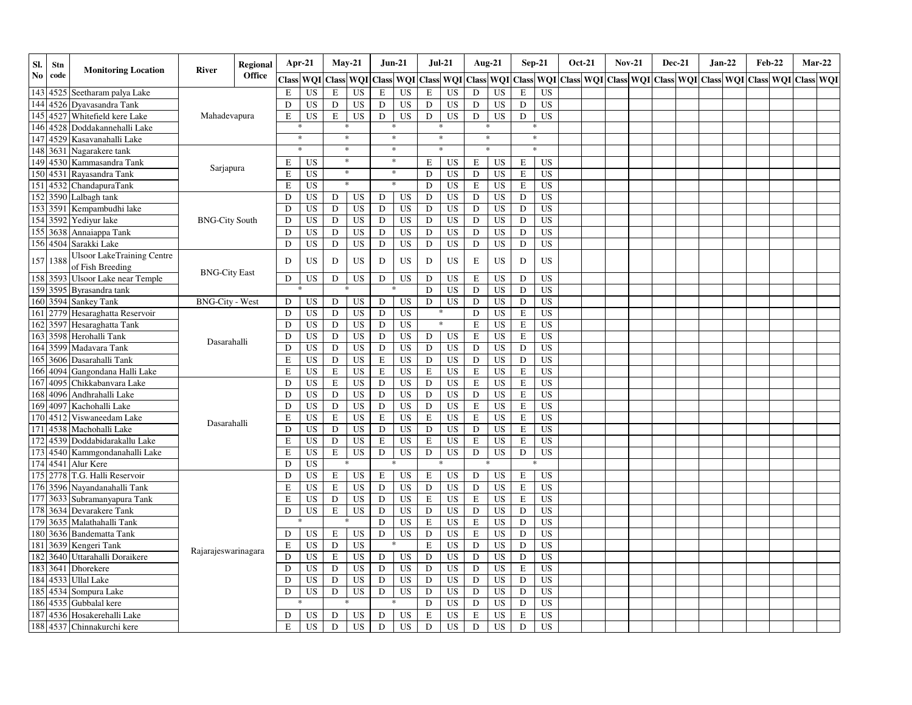| Sl. No | Stn code | Monitoring Location | River | Regional Office | Apr-21 | | May-21 | | Jun-21 | | Jul-21 | | Aug-21 | | Sep-21 | | Oct-21 | | Nov-21 | | Dec-21 | | Jan-22 | | Feb-22 | | Mar-22 | |
|---|---|---|---|---|---|---|---|---|---|---|---|---|---|---|---|---|---|---|---|---|---|---|---|---|---|---|---|---|
| | | | | | Class | WQI | Class | WQI | Class | WQI | Class | WQI | Class | WQI | Class | WQI | Class | WQI | Class | WQI | Class | WQI | Class | WQI | Class | WQI | Class | WQI |
| 143 | 4525 | Seetharam palya Lake | | Mahadevapura | E | US | E | US | E | US | E | US | D | US | E | US | | | | | | | | | | | | |
| 144 | 4526 | Dyavasandra Tank | | Mahadevapura | D | US | D | US | D | US | D | US | D | US | D | US | | | | | | | | | | | | |
| 145 | 4527 | Whitefield kere Lake | | Mahadevapura | E | US | E | US | D | US | D | US | D | US | D | US | | | | | | | | | | | | |
| 146 | 4528 | Doddakannehalli Lake | | Mahadevapura | * | | * | | * | | * | | * | | * | | | | | | | | | | | | | |
| 147 | 4529 | Kasavanahalli Lake | | Mahadevapura | * | | * | | * | | * | | * | | * | | | | | | | | | | | | | |
| 148 | 3631 | Nagarakere tank | | Sarjapura | * | | * | | * | | * | | * | | * | | | | | | | | | | | | | |
| 149 | 4530 | Kammasandra Tank | | Sarjapura | E | US | * | | * | | E | US | E | US | E | US | | | | | | | | | | | | |
| 150 | 4531 | Rayasandra Tank | | Sarjapura | E | US | * | | * | | D | US | D | US | E | US | | | | | | | | | | | | |
| 151 | 4532 | ChandapuraTank | | Sarjapura | E | US | * | | * | | D | US | E | US | E | US | | | | | | | | | | | | |
| 152 | 3590 | Lalbagh tank | | BNG-City South | D | US | D | US | D | US | D | US | D | US | D | US | | | | | | | | | | | | |
| 153 | 3591 | Kempambudhi lake | | BNG-City South | D | US | D | US | D | US | D | US | D | US | D | US | | | | | | | | | | | | |
| 154 | 3592 | Yediyur lake | | BNG-City South | D | US | D | US | D | US | D | US | D | US | D | US | | | | | | | | | | | | |
| 155 | 3638 | Annaiappa Tank | | BNG-City South | D | US | D | US | D | US | D | US | D | US | D | US | | | | | | | | | | | | |
| 156 | 4504 | Sarakki Lake | | BNG-City South | D | US | D | US | D | US | D | US | D | US | D | US | | | | | | | | | | | | |
| 157 | 1388 | Ulsoor LakeTraining Centre of Fish Breeding | | BNG-City East | D | US | D | US | D | US | D | US | E | US | D | US | | | | | | | | | | | | |
| 158 | 3593 | Ulsoor Lake near Temple | | BNG-City East | D | US | D | US | D | US | D | US | E | US | D | US | | | | | | | | | | | | |
| 159 | 3595 | Byrasandra tank | | BNG-City East | * | | * | | * | | D | US | D | US | D | US | | | | | | | | | | | | |
| 160 | 3594 | Sankey Tank | | BNG-City - West | D | US | D | US | D | US | D | US | D | US | D | US | | | | | | | | | | | | |
| 161 | 2779 | Hesaraghatta Reservoir | | Dasarahalli | D | US | D | US | D | US | * | | D | US | E | US | | | | | | | | | | | | |
| 162 | 3597 | Hesaraghatta Tank | | Dasarahalli | D | US | D | US | D | US | * | | E | US | E | US | | | | | | | | | | | | |
| 163 | 3598 | Herohalli Tank | | Dasarahalli | D | US | D | US | D | US | D | US | E | US | E | US | | | | | | | | | | | | |
| 164 | 3599 | Madavara Tank | | Dasarahalli | D | US | D | US | D | US | D | US | D | US | D | US | | | | | | | | | | | | |
| 165 | 3606 | Dasarahalli Tank | | Dasarahalli | E | US | D | US | E | US | D | US | D | US | D | US | | | | | | | | | | | | |
| 166 | 4094 | Gangondana Halli Lake | | Dasarahalli | E | US | E | US | E | US | E | US | E | US | E | US | | | | | | | | | | | | |
| 167 | 4095 | Chikkabanvara Lake | | Dasarahalli | D | US | E | US | D | US | D | US | E | US | E | US | | | | | | | | | | | | |
| 168 | 4096 | Andhrahalli Lake | | Dasarahalli | D | US | D | US | D | US | D | US | D | US | E | US | | | | | | | | | | | | |
| 169 | 4097 | Kachohalli Lake | | Dasarahalli | D | US | D | US | D | US | D | US | E | US | E | US | | | | | | | | | | | | |
| 170 | 4512 | Viswaneedam Lake | | Dasarahalli | E | US | E | US | E | US | E | US | E | US | E | US | | | | | | | | | | | | |
| 171 | 4538 | Machohalli Lake | | Dasarahalli | D | US | D | US | D | US | D | US | D | US | E | US | | | | | | | | | | | | |
| 172 | 4539 | Doddabidarakallu Lake | | Dasarahalli | E | US | D | US | E | US | E | US | E | US | E | US | | | | | | | | | | | | |
| 173 | 4540 | Kammgondanahalli Lake | | Dasarahalli | E | US | E | US | D | US | D | US | D | US | D | US | | | | | | | | | | | | |
| 174 | 4541 | Alur Kere | | Dasarahalli | D | US | * | | * | | * | | * | | * | | | | | | | | | | | | | |
| 175 | 2778 | T.G. Halli Reservoir | | Rajarajeswarinagara | D | US | E | US | E | US | E | US | D | US | E | US | | | | | | | | | | | | |
| 176 | 3596 | Nayandanahalli Tank | | Rajarajeswarinagara | E | US | E | US | D | US | D | US | D | US | E | US | | | | | | | | | | | | |
| 177 | 3633 | Subramanyapura Tank | | Rajarajeswarinagara | E | US | D | US | D | US | E | US | E | US | E | US | | | | | | | | | | | | |
| 178 | 3634 | Devarakere Tank | | Rajarajeswarinagara | D | US | E | US | D | US | D | US | D | US | D | US | | | | | | | | | | | | |
| 179 | 3635 | Malathahalli Tank | | Rajarajeswarinagara | * | | * | | D | US | E | US | E | US | D | US | | | | | | | | | | | | |
| 180 | 3636 | Bandematta Tank | | Rajarajeswarinagara | D | US | E | US | D | US | D | US | E | US | D | US | | | | | | | | | | | | |
| 181 | 3639 | Kengeri Tank | | Rajarajeswarinagara | E | US | D | US | * | | E | US | D | US | D | US | | | | | | | | | | | | |
| 182 | 3640 | Uttarahalli Doraikere | | Rajarajeswarinagara | D | US | E | US | D | US | D | US | D | US | D | US | | | | | | | | | | | | |
| 183 | 3641 | Dhorekere | | Rajarajeswarinagara | D | US | D | US | D | US | D | US | D | US | E | US | | | | | | | | | | | | |
| 184 | 4533 | Ullal Lake | | Rajarajeswarinagara | D | US | D | US | D | US | D | US | D | US | D | US | | | | | | | | | | | | |
| 185 | 4534 | Sompura Lake | | Rajarajeswarinagara | D | US | D | US | D | US | D | US | D | US | D | US | | | | | | | | | | | | |
| 186 | 4535 | Gubbalal kere | | Rajarajeswarinagara | * | | * | | * | | D | US | D | US | D | US | | | | | | | | | | | | |
| 187 | 4536 | Hosakerehalli Lake | | Rajarajeswarinagara | D | US | D | US | D | US | E | US | E | US | E | US | | | | | | | | | | | | |
| 188 | 4537 | Chinnakurchi kere | | Rajarajeswarinagara | E | US | D | US | D | US | D | US | D | US | D | US | | | | | | | | | | | | |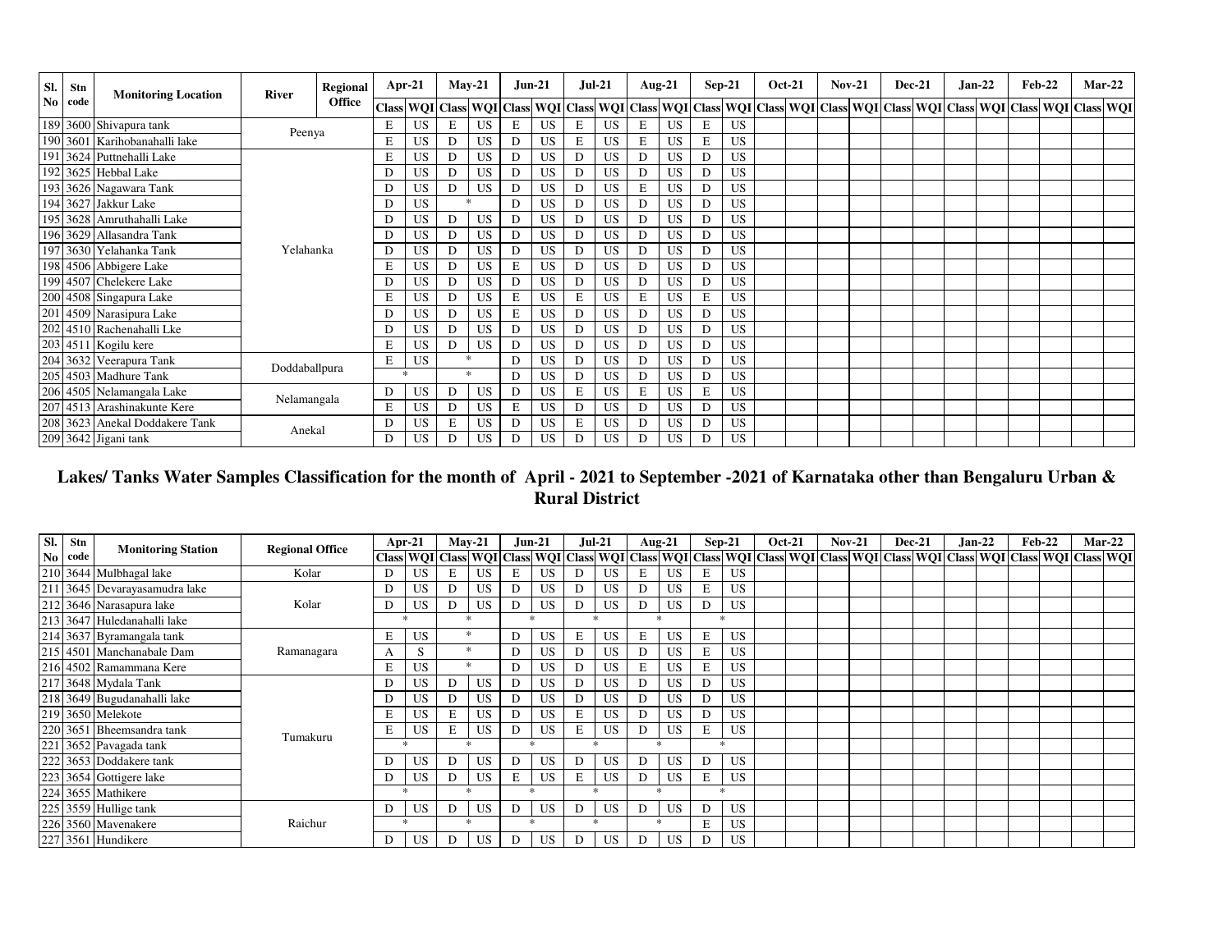| Sl. No | Stn code | Monitoring Location | River | Regional Office | Apr-21 | | May-21 | | Jun-21 | | Jul-21 | | Aug-21 | | Sep-21 | | Oct-21 | | Nov-21 | | Dec-21 | | Jan-22 | | Feb-22 | | Mar-22 | |
|---|---|---|---|---|---|---|---|---|---|---|---|---|---|---|---|---|---|---|---|---|---|---|---|---|---|---|---|---|
| | | | | | Class | WQI | Class | WQI | Class | WQI | Class | WQI | Class | WQI | Class | WQI | Class | WQI | Class | WQI | Class | WQI | Class | WQI | Class | WQI | Class | WQI |
| 189 | 3600 | Shivapura tank | Peenya | | E | US | E | US | E | US | E | US | E | US | E | US | | | | | | | | | | | | |
| 190 | 3601 | Karihobanahalli lake | | | E | US | D | US | D | US | E | US | E | US | E | US | | | | | | | | | | | | |
| 191 | 3624 | Puttnehalli Lake | Yelahanka | | E | US | D | US | D | US | D | US | D | US | D | US | | | | | | | | | | | | |
| 192 | 3625 | Hebbal Lake | | | D | US | D | US | D | US | D | US | D | US | D | US | | | | | | | | | | | | |
| 193 | 3626 | Nagawara Tank | | | D | US | D | US | D | US | D | US | E | US | D | US | | | | | | | | | | | | |
| 194 | 3627 | Jakkur Lake | | | D | US | * | | D | US | D | US | D | US | D | US | | | | | | | | | | | | |
| 195 | 3628 | Amruthahalli Lake | | | D | US | D | US | D | US | D | US | D | US | D | US | | | | | | | | | | | | |
| 196 | 3629 | Allasandra Tank | | | D | US | D | US | D | US | D | US | D | US | D | US | | | | | | | | | | | | |
| 197 | 3630 | Yelahanka Tank | | | D | US | D | US | D | US | D | US | D | US | D | US | | | | | | | | | | | | |
| 198 | 4506 | Abbigere Lake | | | E | US | D | US | E | US | D | US | D | US | D | US | | | | | | | | | | | | |
| 199 | 4507 | Chelekere Lake | | | D | US | D | US | D | US | D | US | D | US | D | US | | | | | | | | | | | | |
| 200 | 4508 | Singapura Lake | | | E | US | D | US | E | US | E | US | E | US | E | US | | | | | | | | | | | | |
| 201 | 4509 | Narasipura Lake | | | D | US | D | US | E | US | D | US | D | US | D | US | | | | | | | | | | | | |
| 202 | 4510 | Rachenahalli Lke | | | D | US | D | US | D | US | D | US | D | US | D | US | | | | | | | | | | | | |
| 203 | 4511 | Kogilu kere | | | E | US | D | US | D | US | D | US | D | US | D | US | | | | | | | | | | | | |
| 204 | 3632 | Veerapura Tank | Doddaballpura | | E | US | * | | D | US | D | US | D | US | D | US | | | | | | | | | | | | |
| 205 | 4503 | Madhure Tank | | | * | | * | | D | US | D | US | D | US | D | US | | | | | | | | | | | | |
| 206 | 4505 | Nelamangala Lake | Nelamangala | | D | US | D | US | D | US | E | US | E | US | E | US | | | | | | | | | | | | |
| 207 | 4513 | Arashinakunte Kere | | | E | US | D | US | E | US | D | US | D | US | D | US | | | | | | | | | | | | |
| 208 | 3623 | Anekal Doddakere Tank | Anekal | | D | US | E | US | D | US | E | US | D | US | D | US | | | | | | | | | | | | |
| 209 | 3642 | Jigani tank | | | D | US | D | US | D | US | D | US | D | US | D | US | | | | | | | | | | | | |

## Lakes/ Tanks Water Samples Classification for the month of April - 2021 to September -2021 of Karnataka other than Bengaluru Urban & Rural District

| Sl. No | Stn code | Monitoring Station | Regional Office | Apr-21 | | May-21 | | Jun-21 | | Jul-21 | | Aug-21 | | Sep-21 | | Oct-21 | | Nov-21 | | Dec-21 | | Jan-22 | | Feb-22 | | Mar-22 | |
|---|---|---|---|---|---|---|---|---|---|---|---|---|---|---|---|---|---|---|---|---|---|---|---|---|---|---|---|
| | | | | Class | WQI | Class | WQI | Class | WQI | Class | WQI | Class | WQI | Class | WQI | Class | WQI | Class | WQI | Class | WQI | Class | WQI | Class | WQI | Class | WQI |
| 210 | 3644 | Mulbhagal lake | Kolar | D | US | E | US | E | US | D | US | E | US | E | US | | | | | | | | | | | | |
| 211 | 3645 | Devarayasamudra lake | Kolar | D | US | D | US | D | US | D | US | D | US | E | US | | | | | | | | | | | | |
| 212 | 3646 | Narasapura lake | | D | US | D | US | D | US | D | US | D | US | D | US | | | | | | | | | | | | |
| 213 | 3647 | Huledanahalli lake | | * | | * | | * | | * | | * | | * | | | | | | | | | | | | | |
| 214 | 3637 | Byramangala tank | Ramanagara | E | US | * | | D | US | E | US | E | US | E | US | | | | | | | | | | | | |
| 215 | 4501 | Manchanabale Dam | | A | S | * | | D | US | D | US | D | US | E | US | | | | | | | | | | | | |
| 216 | 4502 | Ramammana Kere | | E | US | * | | D | US | D | US | E | US | E | US | | | | | | | | | | | | |
| 217 | 3648 | Mydala Tank | Tumakuru | D | US | D | US | D | US | D | US | D | US | D | US | | | | | | | | | | | | |
| 218 | 3649 | Bugudanahalli lake | | D | US | D | US | D | US | D | US | D | US | D | US | | | | | | | | | | | | |
| 219 | 3650 | Melekote | | E | US | E | US | D | US | E | US | D | US | D | US | | | | | | | | | | | | |
| 220 | 3651 | Bheemsandra tank | | E | US | E | US | D | US | E | US | D | US | E | US | | | | | | | | | | | | |
| 221 | 3652 | Pavagada tank | | * | | * | | * | | * | | * | | * | | | | | | | | | | | | | |
| 222 | 3653 | Doddakere tank | | D | US | D | US | D | US | D | US | D | US | D | US | | | | | | | | | | | | |
| 223 | 3654 | Gottigere lake | | D | US | D | US | E | US | E | US | D | US | E | US | | | | | | | | | | | | |
| 224 | 3655 | Mathikere | | * | | * | | * | | * | | * | | * | | | | | | | | | | | | | |
| 225 | 3559 | Hullige tank | Raichur | D | US | D | US | D | US | D | US | D | US | D | US | | | | | | | | | | | | |
| 226 | 3560 | Mavenakere | | * | | * | | * | | * | | * | | E | US | | | | | | | | | | | | |
| 227 | 3561 | Hundikere | | D | US | D | US | D | US | D | US | D | US | D | US | | | | | | | | | | | | |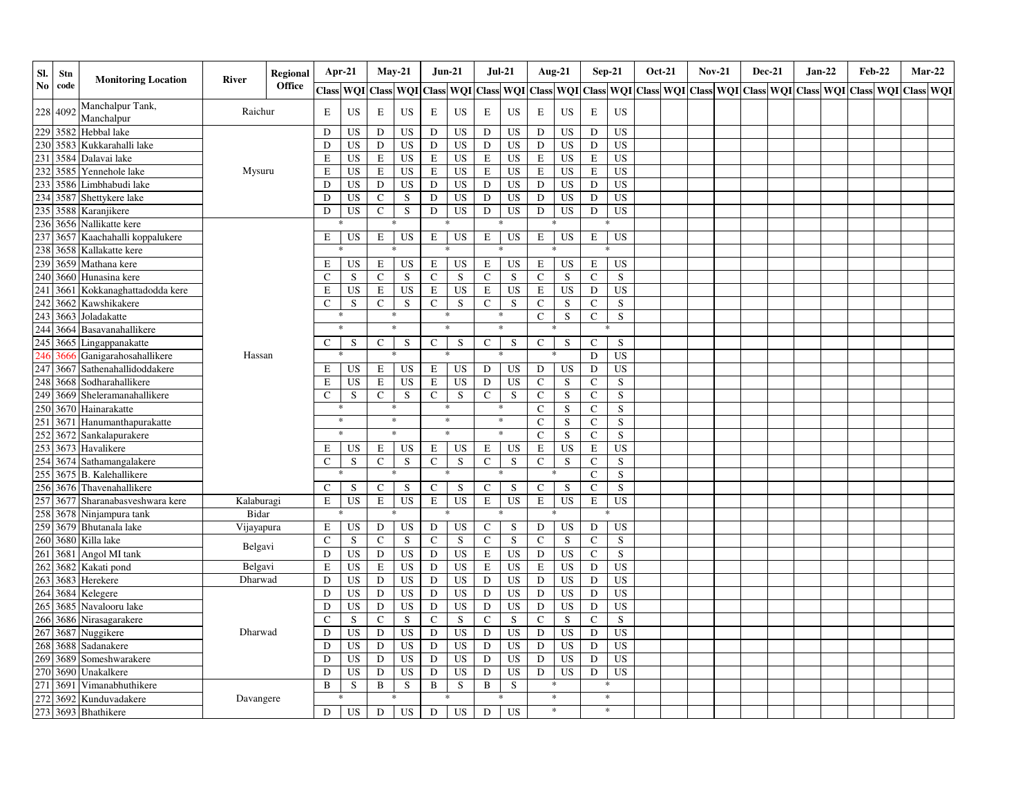| Sl. No | Stn code | Monitoring Location | River | Regional Office | Apr-21 | | May-21 | | Jun-21 | | Jul-21 | | Aug-21 | | Sep-21 | | Oct-21 | | Nov-21 | | Dec-21 | | Jan-22 | | Feb-22 | | Mar-22 | |
|---|---|---|---|---|---|---|---|---|---|---|---|---|---|---|---|---|---|---|---|---|---|---|---|---|---|---|---|---|
| | | | | | Class | WQI | Class | WQI | Class | WQI | Class | WQI | Class | WQI | Class | WQI | Class | WQI | Class | WQI | Class | WQI | Class | WQI | Class | WQI | Class | WQI |
| 228 | 4092 | Manchalpur Tank, Manchalpur | Raichur | | E | US | E | US | E | US | E | US | E | US | E | US | | | | | | | | | | | | |
| 229 | 3582 | Hebbal lake | Mysuru | | D | US | D | US | D | US | D | US | D | US | D | US | | | | | | | | | | | | |
| 230 | 3583 | Kukkarahalli lake | | | D | US | D | US | D | US | D | US | D | US | D | US | | | | | | | | | | | | |
| 231 | 3584 | Dalavai lake | | | E | US | E | US | E | US | E | US | E | US | E | US | | | | | | | | | | | | |
| 232 | 3585 | Yennehole lake | | | E | US | E | US | E | US | E | US | E | US | E | US | | | | | | | | | | | | |
| 233 | 3586 | Limbhabudi lake | | | D | US | D | US | D | US | D | US | D | US | D | US | | | | | | | | | | | | |
| 234 | 3587 | Shettykere lake | | | D | US | C | S | D | US | D | US | D | US | D | US | | | | | | | | | | | | |
| 235 | 3588 | Karanjikere | | | D | US | C | S | D | US | D | US | D | US | D | US | | | | | | | | | | | | |
| 236 | 3656 | Nallikatte kere | Hassan | | * | | * | | * | | * | | * | | * | | | | | | | | | | | | | |
| 237 | 3657 | Kaachahalli koppalukere | | | E | US | E | US | E | US | E | US | E | US | E | US | | | | | | | | | | | | |
| 238 | 3658 | Kallakatte kere | | | * | | * | | * | | * | | * | | * | | | | | | | | | | | | | |
| 239 | 3659 | Mathana kere | | | E | US | E | US | E | US | E | US | E | US | E | US | | | | | | | | | | | | |
| 240 | 3660 | Hunasina kere | | | C | S | C | S | C | S | C | S | C | S | C | S | | | | | | | | | | | | |
| 241 | 3661 | Kokkanaghattadodda kere | | | E | US | E | US | E | US | E | US | E | US | D | US | | | | | | | | | | | | |
| 242 | 3662 | Kawshikakere | | | C | S | C | S | C | S | C | S | C | S | C | S | | | | | | | | | | | | |
| 243 | 3663 | Joladakatte | | | * | | * | | * | | * | | C | S | C | S | | | | | | | | | | | | |
| 244 | 3664 | Basavanahallikere | | | * | | * | | * | | * | | * | | * | | | | | | | | | | | | | |
| 245 | 3665 | Lingappanakatte | | | C | S | C | S | C | S | C | S | C | S | C | S | | | | | | | | | | | | |
| 246 | 3666 | Ganigarahosahallikere | | | * | | * | | * | | * | | * | | D | US | | | | | | | | | | | | |
| 247 | 3667 | Sathenahallidoddakere | | | E | US | E | US | E | US | D | US | D | US | D | US | | | | | | | | | | | | |
| 248 | 3668 | Sodharahallikere | | | E | US | E | US | E | US | D | US | C | S | C | S | | | | | | | | | | | | |
| 249 | 3669 | Sheleramanahallikere | | | C | S | C | S | C | S | C | S | C | S | C | S | | | | | | | | | | | | |
| 250 | 3670 | Hainarakatte | | | * | | * | | * | | * | | C | S | C | S | | | | | | | | | | | | |
| 251 | 3671 | Hanumanthapurakatte | | | * | | * | | * | | * | | C | S | C | S | | | | | | | | | | | | |
| 252 | 3672 | Sankalapurakere | | | * | | * | | * | | * | | C | S | C | S | | | | | | | | | | | | |
| 253 | 3673 | Havalikere | | | E | US | E | US | E | US | E | US | E | US | E | US | | | | | | | | | | | | |
| 254 | 3674 | Sathamangalakere | | | C | S | C | S | C | S | C | S | C | S | C | S | | | | | | | | | | | | |
| 255 | 3675 | B. Kalehallikere | | | * | | * | | * | | * | | * | | C | S | | | | | | | | | | | | |
| 256 | 3676 | Thavenahallikere | | | C | S | C | S | C | S | C | S | C | S | C | S | | | | | | | | | | | | |
| 257 | 3677 | Sharanabasveshwara kere | Kalaburagi | | E | US | E | US | E | US | E | US | E | US | E | US | | | | | | | | | | | | |
| 258 | 3678 | Ninjampura tank | Bidar | | * | | * | | * | | * | | * | | * | | | | | | | | | | | | | |
| 259 | 3679 | Bhutanala lake | Vijayapura | | E | US | D | US | D | US | C | S | D | US | D | US | | | | | | | | | | | | |
| 260 | 3680 | Killa lake | Belgavi | | C | S | C | S | C | S | C | S | C | S | C | S | | | | | | | | | | | | |
| 261 | 3681 | Angol MI tank | | | D | US | D | US | D | US | E | US | D | US | C | S | | | | | | | | | | | | |
| 262 | 3682 | Kakati pond | Belgavi | | E | US | E | US | D | US | E | US | E | US | D | US | | | | | | | | | | | | |
| 263 | 3683 | Herekere | Dharwad | | D | US | D | US | D | US | D | US | D | US | D | US | | | | | | | | | | | | |
| 264 | 3684 | Kelegere | Dharwad | | D | US | D | US | D | US | D | US | D | US | D | US | | | | | | | | | | | | |
| 265 | 3685 | Navalooru lake | | | D | US | D | US | D | US | D | US | D | US | D | US | | | | | | | | | | | | |
| 266 | 3686 | Nirasagarakere | | | C | S | C | S | C | S | C | S | C | S | C | S | | | | | | | | | | | | |
| 267 | 3687 | Nuggikere | | | D | US | D | US | D | US | D | US | D | US | D | US | | | | | | | | | | | | |
| 268 | 3688 | Sadanakere | | | D | US | D | US | D | US | D | US | D | US | D | US | | | | | | | | | | | | |
| 269 | 3689 | Someshwarakere | | | D | US | D | US | D | US | D | US | D | US | D | US | | | | | | | | | | | | |
| 270 | 3690 | Unakalkere | | | D | US | D | US | D | US | D | US | D | US | D | US | | | | | | | | | | | | |
| 271 | 3691 | Vimanabhuthikere | Davangere | | B | S | B | S | B | S | B | S | * | | * | | | | | | | | | | | | | |
| 272 | 3692 | Kunduvadakere | | | * | | * | | * | | * | | * | | * | | | | | | | | | | | | | |
| 273 | 3693 | Bhathikere | | | D | US | D | US | D | US | D | US | * | | * | | | | | | | | | | | | | |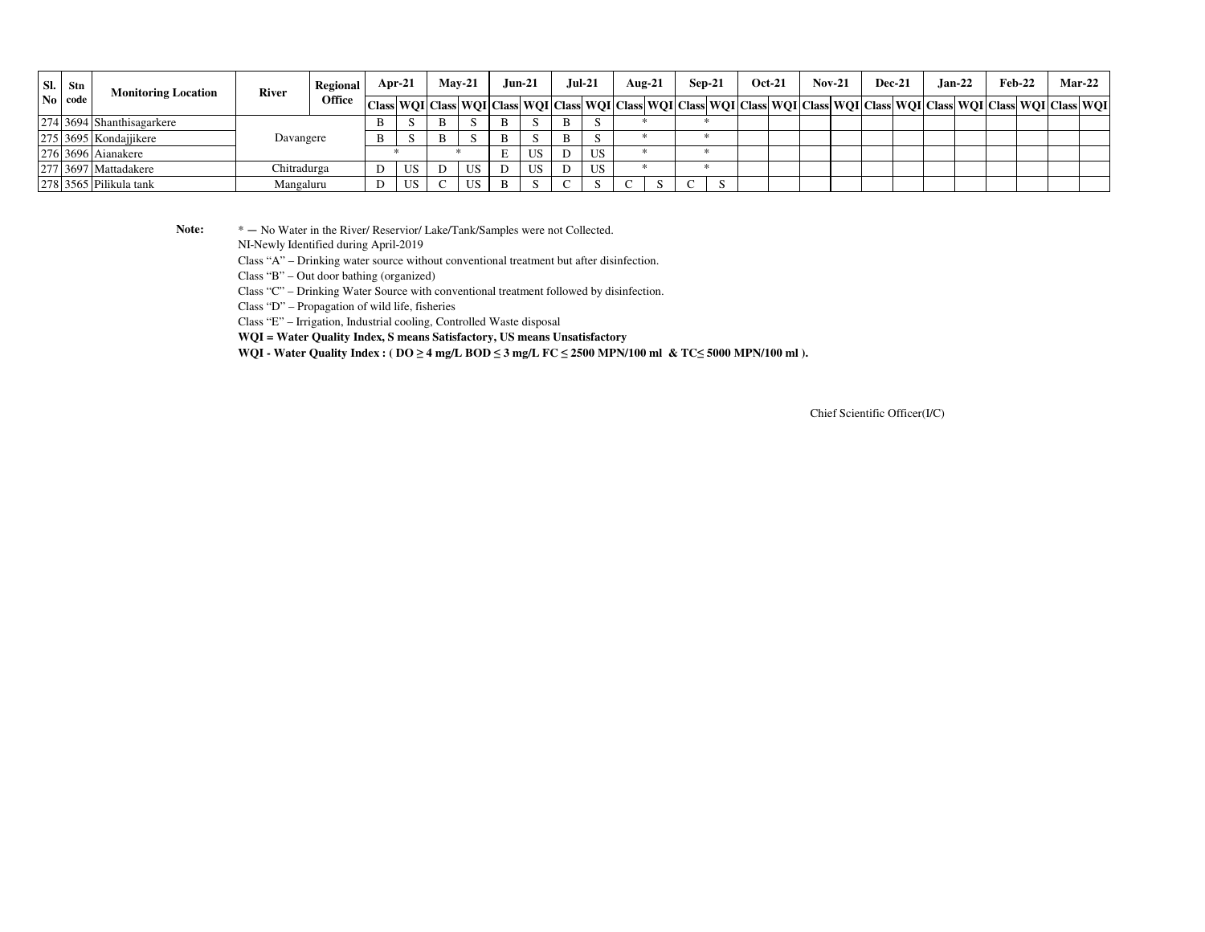| Sl. No | Stn code | Monitoring Location | River | Regional Office | Apr-21 | | May-21 | | Jun-21 | | Jul-21 | | Aug-21 | | Sep-21 | | Oct-21 | | Nov-21 | | Dec-21 | | Jan-22 | | Feb-22 | | Mar-22 | |
|---|---|---|---|---|---|---|---|---|---|---|---|---|---|---|---|---|---|---|---|---|---|---|---|---|---|---|---|---|
| | | | | | Class | WQI | Class | WQI | Class | WQI | Class | WQI | Class | WQI | Class | WQI | Class | WQI | Class | WQI | Class | WQI | Class | WQI | Class | WQI | Class | WQI |
| 274 | 3694 | Shanthisagarkere | Davangere | | B | S | B | S | B | S | B | S | * | | * | | | | | | | | | | | | | |
| 275 | 3695 | Kondajjikere | Davangere | | B | S | B | S | B | S | B | S | * | | * | | | | | | | | | | | | | |
| 276 | 3696 | Aianakere | Davangere | | * | | * | | E | US | D | US | * | | * | | | | | | | | | | | | | |
| 277 | 3697 | Mattadakere | Chitradurga | | D | US | D | US | D | US | D | US | * | | * | | | | | | | | | | | | | |
| 278 | 3565 | Pilikula tank | Mangaluru | | D | US | C | US | B | S | C | S | C | S | C | S | | | | | | | | | | | | |

**Note:**

* — No Water in the River/ Reservior/ Lake/Tank/Samples were not Collected.

NI-Newly Identified during April-2019

Class "A" – Drinking water source without conventional treatment but after disinfection.

Class "B" – Out door bathing (organized)

Class "C" – Drinking Water Source with conventional treatment followed by disinfection.

Class "D" – Propagation of wild life, fisheries

Class "E" – Irrigation, Industrial cooling, Controlled Waste disposal

**WQI = Water Quality Index, S means Satisfactory, US means Unsatisfactory**

**WQI - Water Quality Index : ( DO ≥ 4 mg/L BOD ≤ 3 mg/L FC ≤ 2500 MPN/100 ml & TC≤ 5000 MPN/100 ml ).**

Chief Scientific Officer(I/C)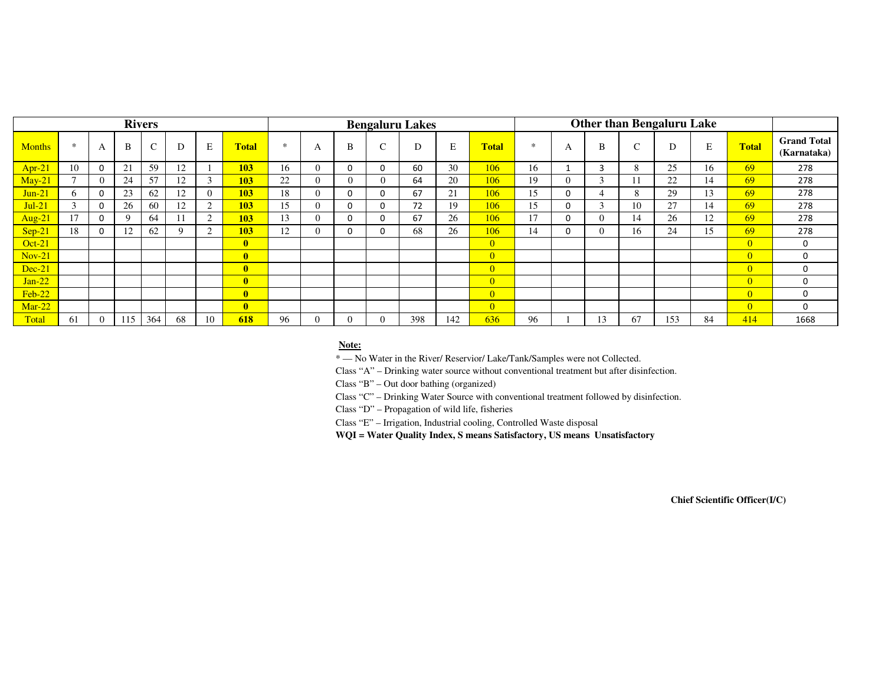| Rivers | | | | | | | | Bengaluru Lakes | | | | | | | | Other than Bengaluru Lake | | | | | | | | |
|---|---|---|---|---|---|---|---|---|---|---|---|---|---|---|---|---|---|---|---|---|---|---|---|---|
| Months | * | A | B | C | D | E | **Total** | * | A | B | C | D | E | **Total** | * | A | B | C | D | E | **Total** | **Grand Total (Karnataka)** |
| Apr-21 | 10 | 0 | 21 | 59 | 12 | 1 | **103** | 16 | 0 | 0 | 0 | 60 | 30 | 106 | 16 | 1 | 3 | 8 | 25 | 16 | 69 | 278 |
| May-21 | 7 | 0 | 24 | 57 | 12 | 3 | **103** | 22 | 0 | 0 | 0 | 64 | 20 | 106 | 19 | 0 | 3 | 11 | 22 | 14 | 69 | 278 |
| Jun-21 | 6 | 0 | 23 | 62 | 12 | 0 | **103** | 18 | 0 | 0 | 0 | 67 | 21 | 106 | 15 | 0 | 4 | 8 | 29 | 13 | 69 | 278 |
| Jul-21 | 3 | 0 | 26 | 60 | 12 | 2 | **103** | 15 | 0 | 0 | 0 | 72 | 19 | 106 | 15 | 0 | 3 | 10 | 27 | 14 | 69 | 278 |
| Aug-21 | 17 | 0 | 9 | 64 | 11 | 2 | **103** | 13 | 0 | 0 | 0 | 67 | 26 | 106 | 17 | 0 | 0 | 14 | 26 | 12 | 69 | 278 |
| Sep-21 | 18 | 0 | 12 | 62 | 9 | 2 | **103** | 12 | 0 | 0 | 0 | 68 | 26 | 106 | 14 | 0 | 0 | 16 | 24 | 15 | 69 | 278 |
| Oct-21 | | | | | | | **0** | | | | | | | 0 | | | | | | | 0 | 0 |
| Nov-21 | | | | | | | **0** | | | | | | | 0 | | | | | | | 0 | 0 |
| Dec-21 | | | | | | | **0** | | | | | | | 0 | | | | | | | 0 | 0 |
| Jan-22 | | | | | | | **0** | | | | | | | 0 | | | | | | | 0 | 0 |
| Feb-22 | | | | | | | **0** | | | | | | | 0 | | | | | | | 0 | 0 |
| Mar-22 | | | | | | | **0** | | | | | | | 0 | | | | | | | 0 | 0 |
| Total | 61 | 0 | 115 | 364 | 68 | 10 | **618** | 96 | 0 | 0 | 0 | 398 | 142 | 636 | 96 | 1 | 13 | 67 | 153 | 84 | 414 | 1668 |

**Note:**

* — No Water in the River/ Reservior/ Lake/Tank/Samples were not Collected.

Class "A" – Drinking water source without conventional treatment but after disinfection.

Class "B" – Out door bathing (organized)

Class "C" – Drinking Water Source with conventional treatment followed by disinfection.

Class "D" – Propagation of wild life, fisheries

Class "E" – Irrigation, Industrial cooling, Controlled Waste disposal

**WQI = Water Quality Index, S means Satisfactory, US means Unsatisfactory**

**Chief Scientific Officer(I/C)**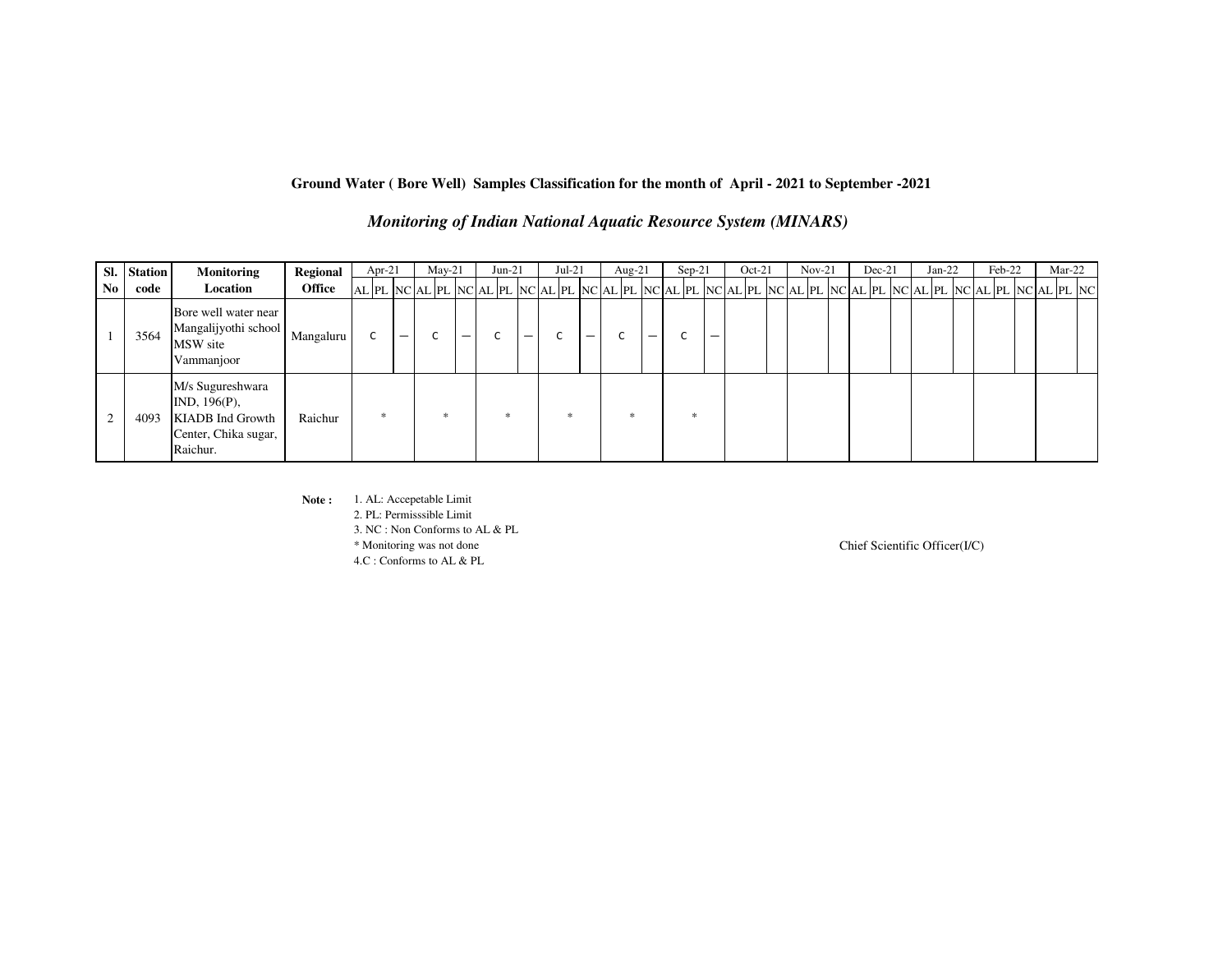**Ground Water ( Bore Well) Samples Classification for the month of April - 2021 to September -2021**

***Monitoring of Indian National Aquatic Resource System (MINARS)***

| Sl. No | Station code | Monitoring Location | Regional Office | Apr-21 | | | May-21 | | | Jun-21 | | | Jul-21 | | | Aug-21 | | | Sep-21 | | | Oct-21 | | | Nov-21 | | | Dec-21 | | | Jan-22 | | | Feb-22 | | | Mar-22 | | |
|---|---|---|---|---|---|---|---|---|---|---|---|---|---|---|---|---|---|---|---|---|---|---|---|---|---|---|---|---|---|---|---|---|---|---|---|---|---|---|---|
| | | | | AL | PL | NC | AL | PL | NC | AL | PL | NC | AL | PL | NC | AL | PL | NC | AL | PL | NC | AL | PL | NC | AL | PL | NC | AL | PL | NC | AL | PL | NC | AL | PL | NC | AL | PL | NC |
| 1 | 3564 | Bore well water near Mangalijyothi school MSW site Vammanjoor | Mangaluru | C | | — | C | | — | C | | — | C | | — | C | | — | C | | — | | | | | | | | | | | | | | | | | | |
| 2 | 4093 | M/s Sugureshwara IND, 196(P), KIADB Ind Growth Center, Chika sugar, Raichur. | Raichur | * | | | * | | | * | | | * | | | * | | | * | | | | | | | | | | | | | | | | | | | | |

**Note :**
1. AL: Accepetable Limit
2. PL: Permisssible Limit
3. NC : Non Conforms to AL & PL
* Monitoring was not done
4.C : Conforms to AL & PL

Chief Scientific Officer(I/C)